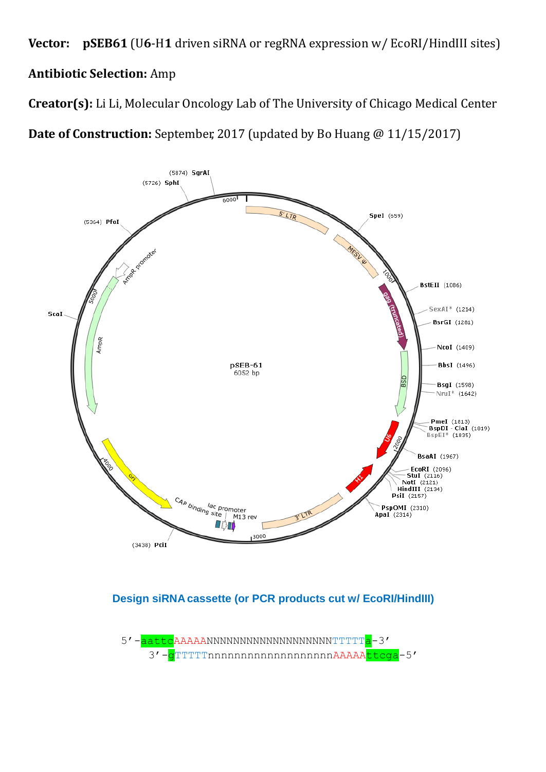**Vector:** **pSEB61** (U**6**-H**1** driven siRNA or regRNA expression w/ EcoRI/HindIII sites)

**Antibiotic Selection:** Amp

**Creator(s):** Li Li, Molecular Oncology Lab of The University of Chicago Medical Center

**Date of Construction:** September, 2017 (updated by Bo Huang @ 11/15/2017)

pSEB-61
6052 bp

5' LTR, MESV ψ, gag (truncated), BSD, U6, H1, 3' LTR, M13 rev, lac promoter, CAP binding site, ori, AmpR, AmpR promoter

(5874) SgrAI
(5726) SphI
(5364) PfoI
ScaI
(3438) PclI
SpeI (659)
BstEII (1086)
SexAI* (1214)
BsrGI (1281)
NcoI (1409)
BbsI (1496)
BsgI (1598)
NruI* (1642)
PmeI (1813)
BspDI - ClaI (1819)
BspEI* (1835)
BsaAI (1967)
EcoRI (2096)
StuI (2116)
NotI (2121)
HindIII (2134)
PsiI (2157)
PspOMI (2310)
ApaI (2314)

**Design siRNA cassette (or PCR products cut w/ EcoRI/HindIII)**

```
5'-aattcAAAAANNNNNNNNNNNNNNNNNNNTTTTTa-3'
    3'-gTTTTTnnnnnnnnnnnnnnnnnnnAAAAAttcga-5'
```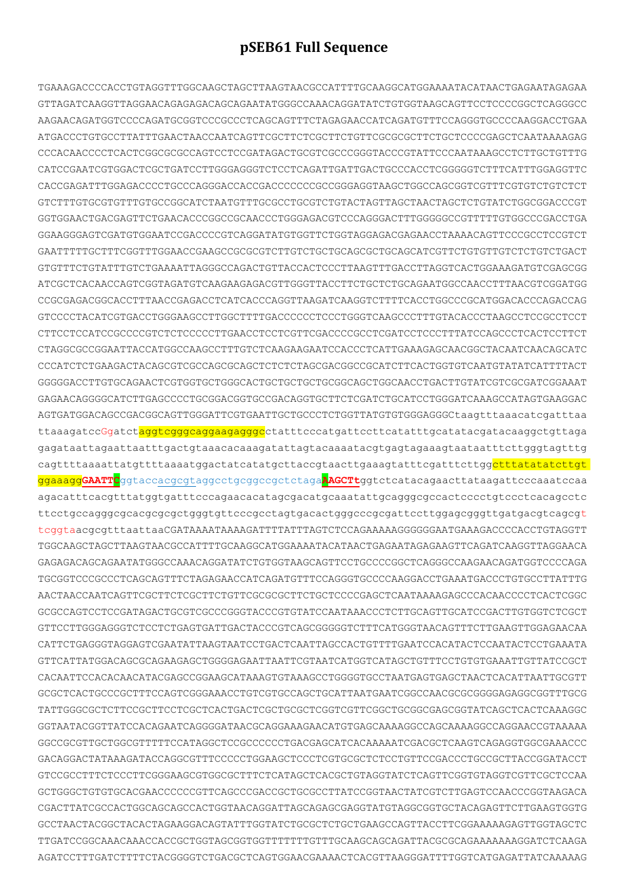# pSEB61 Full Sequence

TGAAAGACCCCACCTGTAGGTTTGGCAAGCTAGCTTAAGTAACGCCATTTTGCAAGGCATGGAAAATACATAACTGAGAATAGAGAA
GTTAGATCAAGGTTAGGAACAGAGAGACAGCAGAATATGGGCCAAACAGGATATCTGTGGTAAGCAGTTCCTCCCCGGCTCAGGGCC
AAGAACAGATGGTCCCCAGATGCGGTCCCGCCCTCAGCAGTTTCTAGAGAACCATCAGATGTTTCCAGGGTGCCCCAAGGACCTGAA
ATGACCCTGTGCCTTATTTGAACTAACCAATCAGTTCGCTTCTCGCTTCTGTTCGCGCGCTTCTGCTCCCCGAGCTCAATAAAAGAG
CCCACAACCCCTCACTCGGCGCGCCAGTCCTCCGATAGACTGCGTCGCCCGGGTACCCGTATTCCCAATAAAGCCTCTTGCTGTTTG
CATCCGAATCGTGGACTCGCTGATCCTTGGGAGGGTCTCCTCAGATTGATTGACTGCCCACCTCGGGGGTCTTTCATTTGGAGGTTC
CACCGAGATTTGGAGACCCCTGCCCAGGGACCACCGACCCCCCCGCCGGGAGGTAAGCTGGCCAGCGGTCGTTTCGTGTCTGTCTCT
GTCTTTGTGCGTGTTTGTGCCGGCATCTAATGTTTGCGCCTGCGTCTGTACTAGTTAGCTAACTAGCTCTGTATCTGGCGGACCCGT
GGTGGAACTGACGAGTTCTGAACACCCGGCCGCAACCCTGGGAGACGTCCCAGGGACTTTGGGGGCCGTTTTTGTGGCCCGACCTGA
GGAAGGGAGTCGATGTGGAATCCGACCCCGTCAGGATATGTGGTTCTGGTAGGAGACGAGAACCTAAAACAGTTCCCGCCTCCGTCT
GAATTTTTGCTTTCGGTTTGGAACCGAAGCCGCGCGTCTTGTCTGCTGCAGCGCTGCAGCATCGTTCTGTGTTGTCTCTGTCTGACT
GTGTTTCTGTATTTGTCTGAAAATTAGGGCCAGACTGTTACCACTCCCTTAAGTTTGACCTTAGGTCACTGGAAAGATGTCGAGCGG
ATCGCTCACAACCAGTCGGTAGATGTCAAGAAGAGACGTTGGGTTACCTTCTGCTCTGCAGAATGGCCAACCTTTAACGTCGGATGG
CCGCGAGACGGCACCTTTAACCGAGACCTCATCACCCAGGTTAAGATCAAGGTCTTTTCACCTGGCCCGCATGGACACCCAGACCAG
GTCCCCTACATCGTGACCTGGGAAGCCTTGGCTTTTGACCCCCCTCCCTGGGTCAAGCCCTTTGTACACCCTAAGCCTCCGCCTCCT
CTTCCTCCATCCGCCCCGTCTCTCCCCCTTGAACCTCCTCGTTCGACCCCGCCTCGATCCTCCCTTTATCCAGCCCTCACTCCTTCT
CTAGGCGCCGGAATTACCATGGCCAAGCCTTTGTCTCAAGAAGAATCCACCCTCATTGAAAGAGCAACGGCTACAATCAACAGCATC
CCCATCTCTGAAGACTACAGCGTCGCCAGCGCAGCTCTCTCTAGCGACGGCCGCATCTTCACTGGTGTCAATGTATATCATTTTACT
GGGGGACCTTGTGCAGAACTCGTGGTGCTGGGCACTGCTGCTGCTGCGGCAGCTGGCAACCTGACTTGTATCGTCGCGATCGGAAAT
GAGAACAGGGGCATCTTGAGCCCCTGCGGACGGTGCCGACAGGTGCTTCTCGATCTGCATCCTGGGATCAAAGCCATAGTGAAGGAC
AGTGATGGACAGCCGACGGCAGTTGGGATTCGTGAATTGCTGCCCTCTGGTTATGTGTGGGAGGGCtaagtttaaacatcgatttaa
ttaaagatccGgatctaggtcgggcaggaagagggcctatttcccatgattccttcatatttgcatatacgatacaaggctgttaga
gagataattagaattaatttgactgtaaacacaaagatattagtacaaaatacgtgagtagaaagtaataatttcttgggtagtttg
cagttttaaaattatgttttaaaatggactatcatatgcttaccgtaacttgaaagtatttcgatttcttggctttatatatcttgt
ggaaaggGAATTCggtaccacgcgtaggcctgcggccgctctagaAAGCTtggtctcatacagaacttataagattcccaaatccaa
agacatttcacgtttatggtgatttcccagaacacatagcgacatgcaaatattgcagggcgccactcccctgtccctcacagcctc
ttcctgccagggcgcacgcgcgctgggtgttcccgcctagtgacactgggcccgcgattccttggagcgggttgatgacgtcagcgt
tcggtaacgcgtttaattaaCGATAAAATAAAAGATTTTATTTAGTCTCCAGAAAAAGGGGGGAATGAAAGACCCCACCTGTAGGTT
TGGCAAGCTAGCTTAAGTAACGCCATTTTGCAAGGCATGGAAAATACATAACTGAGAATAGAGAAGTTCAGATCAAGGTTAGGAACA
GAGAGACAGCAGAATATGGGCCAAACAGGATATCTGTGGTAAGCAGTTCCTGCCCCGGCTCAGGGCCAAGAACAGATGGTCCCCAGA
TGCGGTCCCGCCCTCAGCAGTTTCTAGAGAACCATCAGATGTTTCCAGGGTGCCCCAAGGACCTGAAATGACCCTGTGCCTTATTTG
AACTAACCAATCAGTTCGCTTCTCGCTTCTGTTCGCGCGCTTCTGCTCCCCGAGCTCAATAAAAGAGCCCACAACCCCTCACTCGGC
GCGCCAGTCCTCCGATAGACTGCGTCGCCCGGGTACCCGTGTATCCAATAAACCCTCTTGCAGTTGCATCCGACTTGTGGTCTCGCT
GTTCCTTGGGAGGGTCTCCTCTGAGTGATTGACTACCCGTCAGCGGGGGTCTTTCATGGGTAACAGTTTCTTGAAGTTGGAGAACAA
CATTCTGAGGGTAGGAGTCGAATATTAAGTAATCCTGACTCAATTAGCCACTGTTTTGAATCCACATACTCCAATACTCCTGAAATA
GTTCATTATGGACAGCGCAGAAGAGCTGGGGAGAATTAATTCGTAATCATGGTCATAGCTGTTTCCTGTGTGAAATTGTTATCCGCT
CACAATTCCACACAACATACGAGCCGGAAGCATAAAGTGTAAAGCCTGGGGTGCCTAATGAGTGAGCTAACTCACATTAATTGCGTT
GCGCTCACTGCCCGCTTTCCAGTCGGGAAACCTGTCGTGCCAGCTGCATTAATGAATCGGCCAACGCGCGGGGAGAGGCGGTTTGCG
TATTGGGCGCTCTTCCGCTTCCTCGCTCACTGACTCGCTGCGCTCGGTCGTTCGGCTGCGGCGAGCGGTATCAGCTCACTCAAAGGC
GGTAATACGGTTATCCACAGAATCAGGGGATAACGCAGGAAAGAACATGTGAGCAAAAGGCCAGCAAAAGGCCAGGAACCGTAAAAA
GGCCGCGTTGCTGGCGTTTTTCCATAGGCTCCGCCCCCCTGACGAGCATCACAAAAATCGACGCTCAAGTCAGAGGTGGCGAAACCC
GACAGGACTATAAAGATACCAGGCGTTTCCCCCTGGAAGCTCCCTCGTGCGCTCTCCTGTTCCGACCCTGCCGCTTACCGGATACCT
GTCCGCCTTTCTCCCTTCGGGAAGCGTGGCGCTTTCTCATAGCTCACGCTGTAGGTATCTCAGTTCGGTGTAGGTCGTTCGCTCCAA
GCTGGGCTGTGTGCACGAACCCCCCGTTCAGCCCGACCGCTGCGCCTTATCCGGTAACTATCGTCTTGAGTCCAACCCGGTAAGACA
CGACTTATCGCCACTGGCAGCAGCCACTGGTAACAGGATTAGCAGAGCGAGGTATGTAGGCGGTGCTACAGAGTTCTTGAAGTGGTG
GCCTAACTACGGCTACACTAGAAGGACAGTATTTGGTATCTGCGCTCTGCTGAAGCCAGTTACCTTCGGAAAAAGAGTTGGTAGCTC
TTGATCCGGCAAACAAACCACCGCTGGTAGCGGTGGTTTTTTTGTTTGCAAGCAGCAGATTACGCGCAGAAAAAAAGGATCTCAAGA
AGATCCTTTGATCTTTTCTACGGGGTCTGACGCTCAGTGGAACGAAAACTCACGTTAAGGGATTTTGGTCATGAGATTATCAAAAAG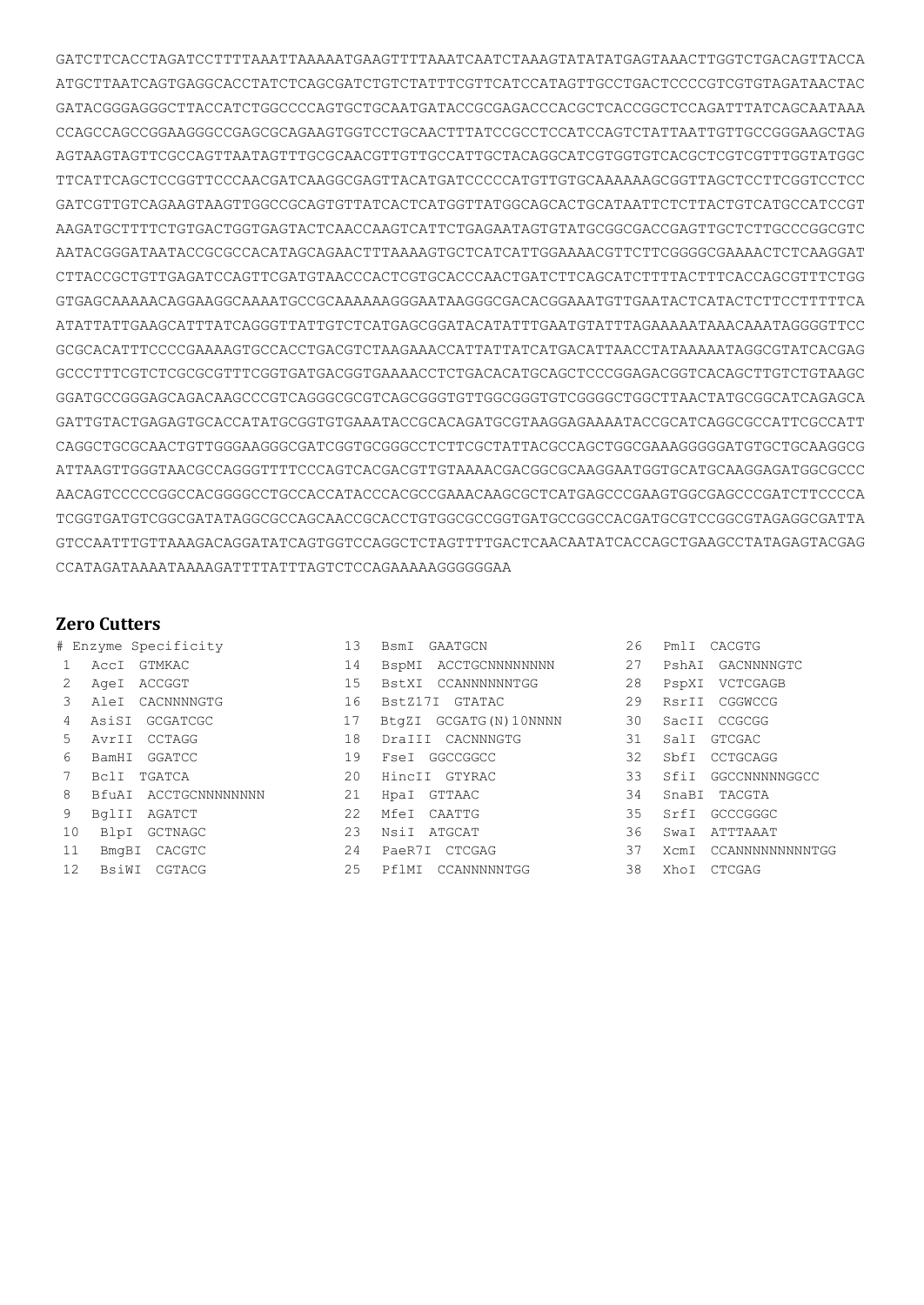```
GATCTTCACCTAGATCCTTTTAAATTAAAAATGAAGTTTTAAATCAATCTAAAGTATATATGAGTAAACTTGGTCTGACAGTTACCA
ATGCTTAATCAGTGAGGCACCTATCTCAGCGATCTGTCTATTTCGTTCATCCATAGTTGCCTGACTCCCCGTCGTGTAGATAACTAC
GATACGGGAGGGCTTACCATCTGGCCCCAGTGCTGCAATGATACCGCGAGACCCACGCTCACCGGCTCCAGATTTATCAGCAATAAA
CCAGCCAGCCGGAAGGGCCGAGCGCAGAAGTGGTCCTGCAACTTTATCCGCCTCCATCCAGTCTATTAATTGTTGCCGGGAAGCTAG
AGTAAGTAGTTCGCCAGTTAATAGTTTGCGCAACGTTGTTGCCATTGCTACAGGCATCGTGGTGTCACGCTCGTCGTTTGGTATGGC
TTCATTCAGCTCCGGTTCCCAACGATCAAGGCGAGTTACATGATCCCCCATGTTGTGCAAAAAAGCGGTTAGCTCCTTCGGTCCTCC
GATCGTTGTCAGAAGTAAGTTGGCCGCAGTGTTATCACTCATGGTTATGGCAGCACTGCATAATTCTCTTACTGTCATGCCATCCGT
AAGATGCTTTTCTGTGACTGGTGAGTACTCAACCAAGTCATTCTGAGAATAGTGTATGCGGCGACCGAGTTGCTCTTGCCCGGCGTC
AATACGGGATAATACCGCGCCACATAGCAGAACTTTAAAAGTGCTCATCATTGGAAAACGTTCTTCGGGGCGAAAACTCTCAAGGAT
CTTACCGCTGTTGAGATCCAGTTCGATGTAACCCACTCGTGCACCCAACTGATCTTCAGCATCTTTTACTTTCACCAGCGTTTCTGG
GTGAGCAAAAACAGGAAGGCAAAATGCCGCAAAAAAGGGAATAAGGGCGACACGGAAATGTTGAATACTCATACTCTTCCTTTTTCA
ATATTATTGAAGCATTTATCAGGGTTATTGTCTCATGAGCGGATACATATTTGAATGTATTTAGAAAAATAAACAAATAGGGGTTCC
GCGCACATTTCCCCGAAAAGTGCCACCTGACGTCTAAGAAACCATTATTATCATGACATTAACCTATAAAAATAGGCGTATCACGAG
GCCCTTTCGTCTCGCGCGTTTCGGTGATGACGGTGAAAACCTCTGACACATGCAGCTCCCGGAGACGGTCACAGCTTGTCTGTAAGC
GGATGCCGGGAGCAGACAAGCCCGTCAGGGCGCGTCAGCGGGTGTTGGCGGGTGTCGGGGCTGGCTTAACTATGCGGCATCAGAGCA
GATTGTACTGAGAGTGCACCATATGCGGTGTGAAATACCGCACAGATGCGTAAGGAGAAAATACCGCATCAGGCGCCATTCGCCATT
CAGGCTGCGCAACTGTTGGGAAGGGCGATCGGTGCGGGCCTCTTCGCTATTACGCCAGCTGGCGAAAGGGGGATGTGCTGCAAGGCG
ATTAAGTTGGGTAACGCCAGGGTTTTCCCAGTCACGACGTTGTAAAACGACGGCGCAAGGAATGGTGCATGCAAGGAGATGGCGCCC
AACAGTCCCCCGGCCACGGGGCCTGCCACCATACCCACGCCGAAACAAGCGCTCATGAGCCCGAAGTGGCGAGCCCGATCTTCCCCA
TCGGTGATGTCGGCGATATAGGCGCCAGCAACCGCACCTGTGGCGCCGGTGATGCCGGCCACGATGCGTCCGGCGTAGAGGCGATTA
GTCCAATTTGTTAAAGACAGGATATCAGTGGTCCAGGCTCTAGTTTTGACTCAACAATATCACCAGCTGAAGCCTATAGAGTACGAG
CCATAGATAAAATAAAAGATTTTATTTAGTCTCCAGAAAAAGGGGGGAA
```

## Zero Cutters

| # | Enzyme | Specificity |
|---|---|---|
| 1 | AccI | GTMKAC |
| 2 | AgeI | ACCGGT |
| 3 | AleI | CACNNNNGTG |
| 4 | AsiSI | GCGATCGC |
| 5 | AvrII | CCTAGG |
| 6 | BamHI | GGATCC |
| 7 | BclI | TGATCA |
| 8 | BfuAI | ACCTGCNNNNNNNN |
| 9 | BglII | AGATCT |
| 10 | BlpI | GCTNAGC |
| 11 | BmgBI | CACGTC |
| 12 | BsiWI | CGTACG |
| 13 | BsmI | GAATGCN |
| 14 | BspMI | ACCTGCNNNNNNNN |
| 15 | BstXI | CCANNNNNNTGG |
| 16 | BstZ17I | GTATAC |
| 17 | BtgZI | GCGATG(N)10NNNN |
| 18 | DraIII | CACNNNGTG |
| 19 | FseI | GGCCGGCC |
| 20 | HincII | GTYRAC |
| 21 | HpaI | GTTAAC |
| 22 | MfeI | CAATTG |
| 23 | NsiI | ATGCAT |
| 24 | PaeR7I | CTCGAG |
| 25 | PflMI | CCANNNNNTGG |
| 26 | PmlI | CACGTG |
| 27 | PshAI | GACNNNNGTC |
| 28 | PspXI | VCTCGAGB |
| 29 | RsrII | CGGWCCG |
| 30 | SacII | CCGCGG |
| 31 | SalI | GTCGAC |
| 32 | SbfI | CCTGCAGG |
| 33 | SfiI | GGCCNNNNNGGCC |
| 34 | SnaBI | TACGTA |
| 35 | SrfI | GCCCGGGC |
| 36 | SwaI | ATTTAAAT |
| 37 | XcmI | CCANNNNNNNNNTGG |
| 38 | XhoI | CTCGAG |